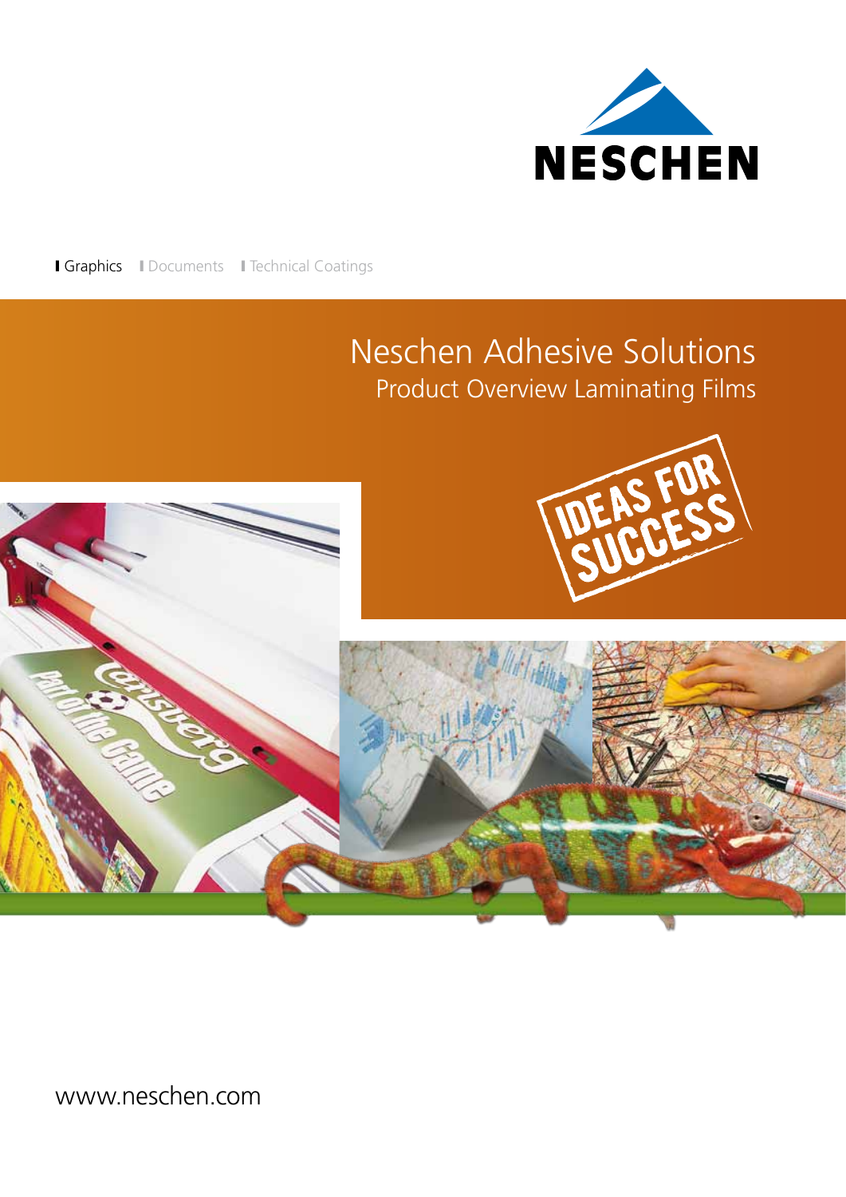NESCHEN

Graphics | Documents | Technical Coatings

# Neschen Adhesive Solutions

## Product Overview Laminating Films

IDEAS FOR SUCCESS

www.neschen.com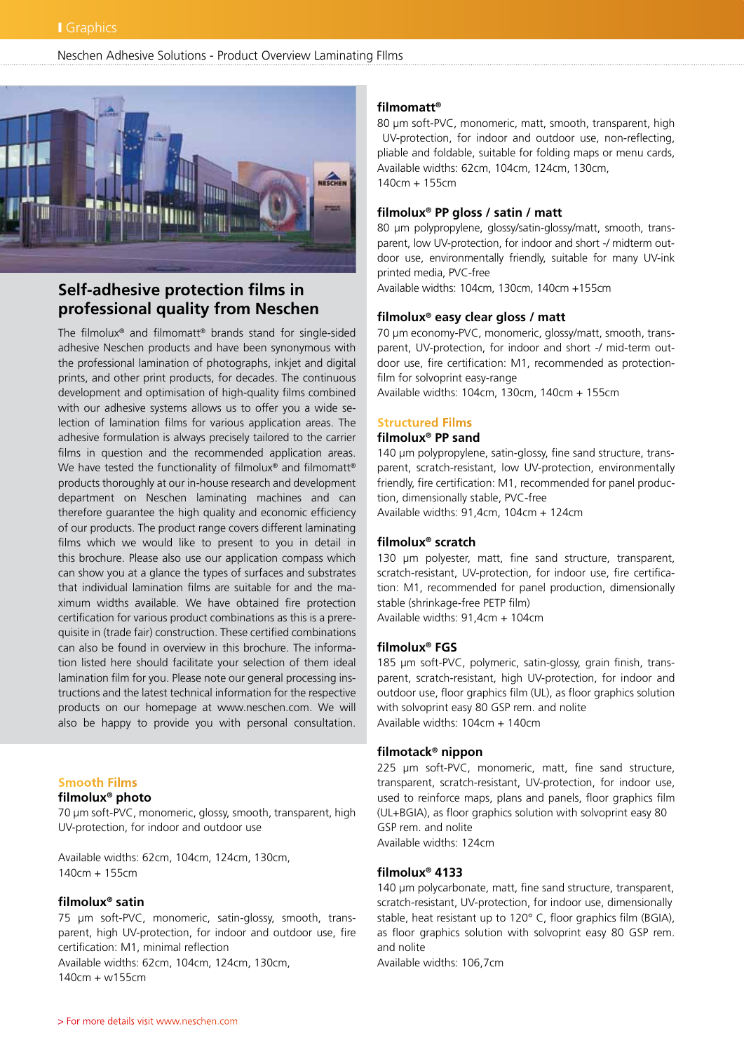# Self-adhesive protection films in professional quality from Neschen

The filmolux® and filmomatt® brands stand for single-sided adhesive Neschen products and have been synonymous with the professional lamination of photographs, inkjet and digital prints, and other print products, for decades. The continuous development and optimisation of high-quality films combined with our adhesive systems allows us to offer you a wide selection of lamination films for various application areas. The adhesive formulation is always precisely tailored to the carrier films in question and the recommended application areas. We have tested the functionality of filmolux® and filmomatt® products thoroughly at our in-house research and development department on Neschen laminating machines and can therefore guarantee the high quality and economic efficiency of our products. The product range covers different laminating films which we would like to present to you in detail in this brochure. Please also use our application compass which can show you at a glance the types of surfaces and substrates that individual lamination films are suitable for and the maximum widths available. We have obtained fire protection certification for various product combinations as this is a prerequisite in (trade fair) construction. These certified combinations can also be found in overview in this brochure. The information listed here should facilitate your selection of them ideal lamination film for you. Please note our general processing instructions and the latest technical information for the respective products on our homepage at www.neschen.com. We will also be happy to provide you with personal consultation.

## Smooth Films

### filmolux® photo

70 µm soft-PVC, monomeric, glossy, smooth, transparent, high UV-protection, for indoor and outdoor use

Available widths: 62cm, 104cm, 124cm, 130cm,
140cm + 155cm

### filmolux® satin

75 µm soft-PVC, monomeric, satin-glossy, smooth, transparent, high UV-protection, for indoor and outdoor use, fire certification: M1, minimal reflection
Available widths: 62cm, 104cm, 124cm, 130cm,
140cm + w155cm

### filmomatt®

80 µm soft-PVC, monomeric, matt, smooth, transparent, high UV-protection, for indoor and outdoor use, non-reflecting, pliable and foldable, suitable for folding maps or menu cards,
Available widths: 62cm, 104cm, 124cm, 130cm,
140cm + 155cm

### filmolux® PP gloss / satin / matt

80 µm polypropylene, glossy/satin-glossy/matt, smooth, transparent, low UV-protection, for indoor and short -/ midterm outdoor use, environmentally friendly, suitable for many UV-ink printed media, PVC-free
Available widths: 104cm, 130cm, 140cm +155cm

### filmolux® easy clear gloss / matt

70 µm economy-PVC, monomeric, glossy/matt, smooth, transparent, UV-protection, for indoor and short -/ mid-term outdoor use, fire certification: M1, recommended as protection-film for solvoprint easy-range
Available widths: 104cm, 130cm, 140cm + 155cm

## Structured Films

### filmolux® PP sand

140 µm polypropylene, satin-glossy, fine sand structure, transparent, scratch-resistant, low UV-protection, environmentally friendly, fire certification: M1, recommended for panel production, dimensionally stable, PVC-free
Available widths: 91,4cm, 104cm + 124cm

### filmolux® scratch

130 µm polyester, matt, fine sand structure, transparent, scratch-resistant, UV-protection, for indoor use, fire certification: M1, recommended for panel production, dimensionally stable (shrinkage-free PETP film)
Available widths: 91,4cm + 104cm

### filmolux® FGS

185 µm soft-PVC, polymeric, satin-glossy, grain finish, transparent, scratch-resistant, high UV-protection, for indoor and outdoor use, floor graphics film (UL), as floor graphics solution with solvoprint easy 80 GSP rem. and nolite
Available widths: 104cm + 140cm

### filmotack® nippon

225 µm soft-PVC, monomeric, matt, fine sand structure, transparent, scratch-resistant, UV-protection, for indoor use, used to reinforce maps, plans and panels, floor graphics film (UL+BGIA), as floor graphics solution with solvoprint easy 80 GSP rem. and nolite
Available widths: 124cm

### filmolux® 4133

140 µm polycarbonate, matt, fine sand structure, transparent, scratch-resistant, UV-protection, for indoor use, dimensionally stable, heat resistant up to 120° C, floor graphics film (BGIA), as floor graphics solution with solvoprint easy 80 GSP rem. and nolite
Available widths: 106,7cm

> For more details visit www.neschen.com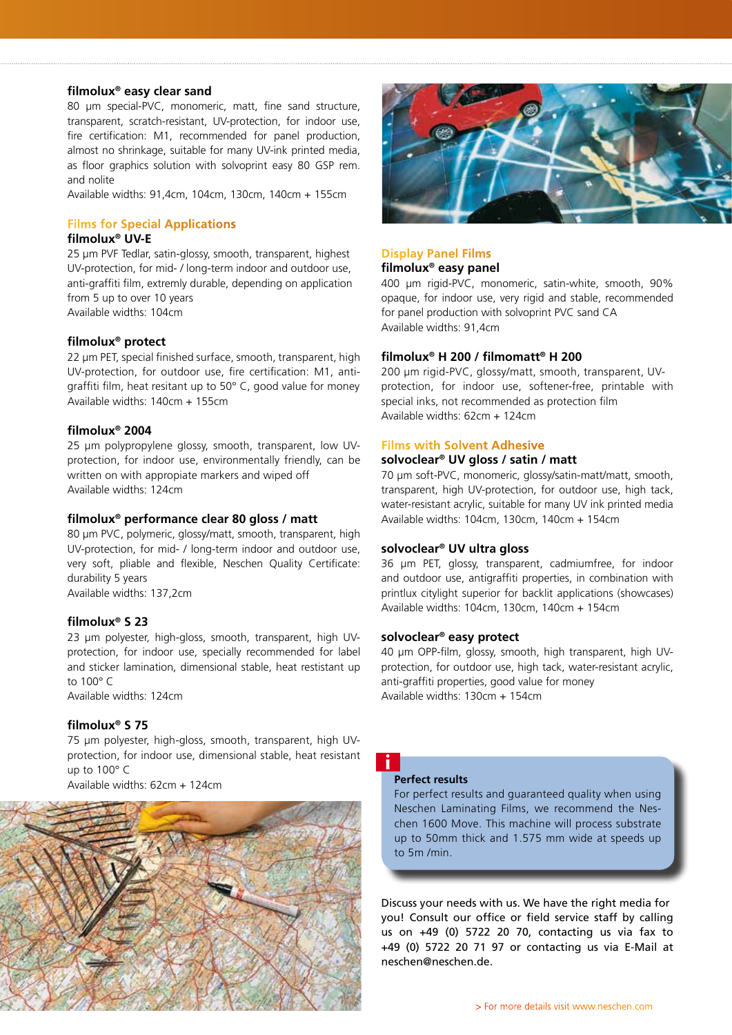### filmolux® easy clear sand

80 µm special-PVC, monomeric, matt, fine sand structure, transparent, scratch-resistant, UV-protection, for indoor use, fire certification: M1, recommended for panel production, almost no shrinkage, suitable for many UV-ink printed media, as floor graphics solution with solvoprint easy 80 GSP rem. and nolite
Available widths: 91,4cm, 104cm, 130cm, 140cm + 155cm

## Films for Special Applications

### filmolux® UV-E

25 µm PVF Tedlar, satin-glossy, smooth, transparent, highest UV-protection, for mid- / long-term indoor and outdoor use, anti-graffiti film, extremly durable, depending on application from 5 up to over 10 years
Available widths: 104cm

### filmolux® protect

22 µm PET, special finished surface, smooth, transparent, high UV-protection, for outdoor use, fire certification: M1, anti-graffiti film, heat resitant up to 50° C, good value for money
Available widths: 140cm + 155cm

### filmolux® 2004

25 µm polypropylene glossy, smooth, transparent, low UV-protection, for indoor use, environmentally friendly, can be written on with appropiate markers and wiped off
Available widths: 124cm

### filmolux® performance clear 80 gloss / matt

80 µm PVC, polymeric, glossy/matt, smooth, transparent, high UV-protection, for mid- / long-term indoor and outdoor use, very soft, pliable and flexible, Neschen Quality Certificate: durability 5 years
Available widths: 137,2cm

### filmolux® S 23

23 µm polyester, high-gloss, smooth, transparent, high UV-protection, for indoor use, specially recommended for label and sticker lamination, dimensional stable, heat restistant up to 100° C
Available widths: 124cm

### filmolux® S 75

75 µm polyester, high-gloss, smooth, transparent, high UV-protection, for indoor use, dimensional stable, heat resistant up to 100° C
Available widths: 62cm + 124cm

## Display Panel Films

### filmolux® easy panel

400 µm rigid-PVC, monomeric, satin-white, smooth, 90% opaque, for indoor use, very rigid and stable, recommended for panel production with solvoprint PVC sand CA
Available widths: 91,4cm

### filmolux® H 200 / filmomatt® H 200

200 µm rigid-PVC, glossy/matt, smooth, transparent, UV-protection, for indoor use, softener-free, printable with special inks, not recommended as protection film
Available widths: 62cm + 124cm

## Films with Solvent Adhesive

### solvoclear® UV gloss / satin / matt

70 µm soft-PVC, monomeric, glossy/satin-matt/matt, smooth, transparent, high UV-protection, for outdoor use, high tack, water-resistant acrylic, suitable for many UV ink printed media
Available widths: 104cm, 130cm, 140cm + 154cm

### solvoclear® UV ultra gloss

36 µm PET, glossy, transparent, cadmiumfree, for indoor and outdoor use, antigraffiti properties, in combination with printlux citylight superior for backlit applications (showcases)
Available widths: 104cm, 130cm, 140cm + 154cm

### solvoclear® easy protect

40 µm OPP-film, glossy, smooth, high transparent, high UV-protection, for outdoor use, high tack, water-resistant acrylic, anti-graffiti properties, good value for money
Available widths: 130cm + 154cm

**Perfect results**

For perfect results and guaranteed quality when using Neschen Laminating Films, we recommend the Neschen 1600 Move. This machine will process substrate up to 50mm thick and 1.575 mm wide at speeds up to 5m /min.

Discuss your needs with us. We have the right media for you! Consult our office or field service staff by calling us on +49 (0) 5722 20 70, contacting us via fax to +49 (0) 5722 20 71 97 or contacting us via E-Mail at neschen@neschen.de.

> For more details visit www.neschen.com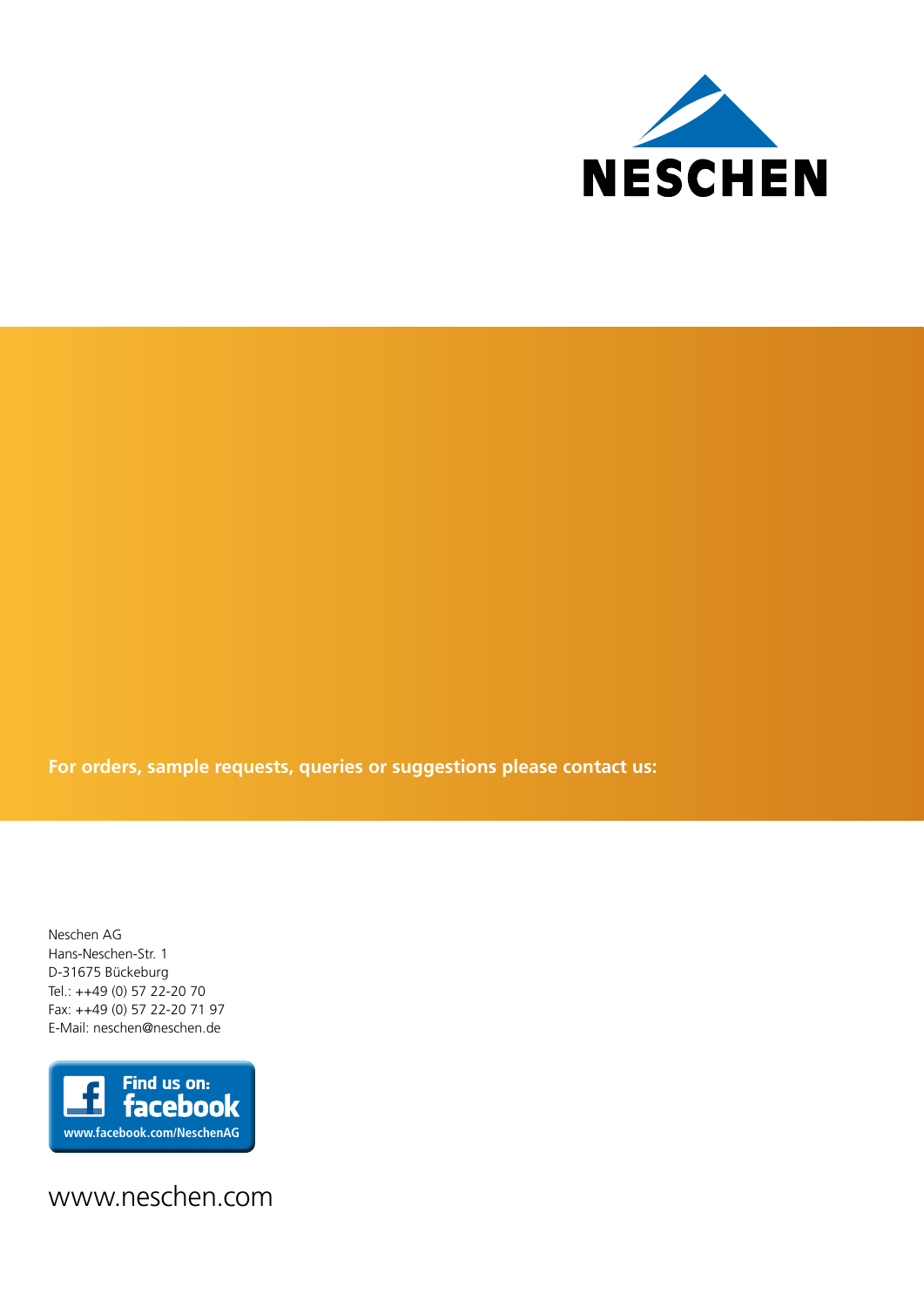NESCHEN

**For orders, sample requests, queries or suggestions please contact us:**

Neschen AG
Hans-Neschen-Str. 1
D-31675 Bückeburg
Tel.: ++49 (0) 57 22-20 70
Fax: ++49 (0) 57 22-20 71 97
E-Mail: neschen@neschen.de

Find us on: facebook
www.facebook.com/NeschenAG

www.neschen.com